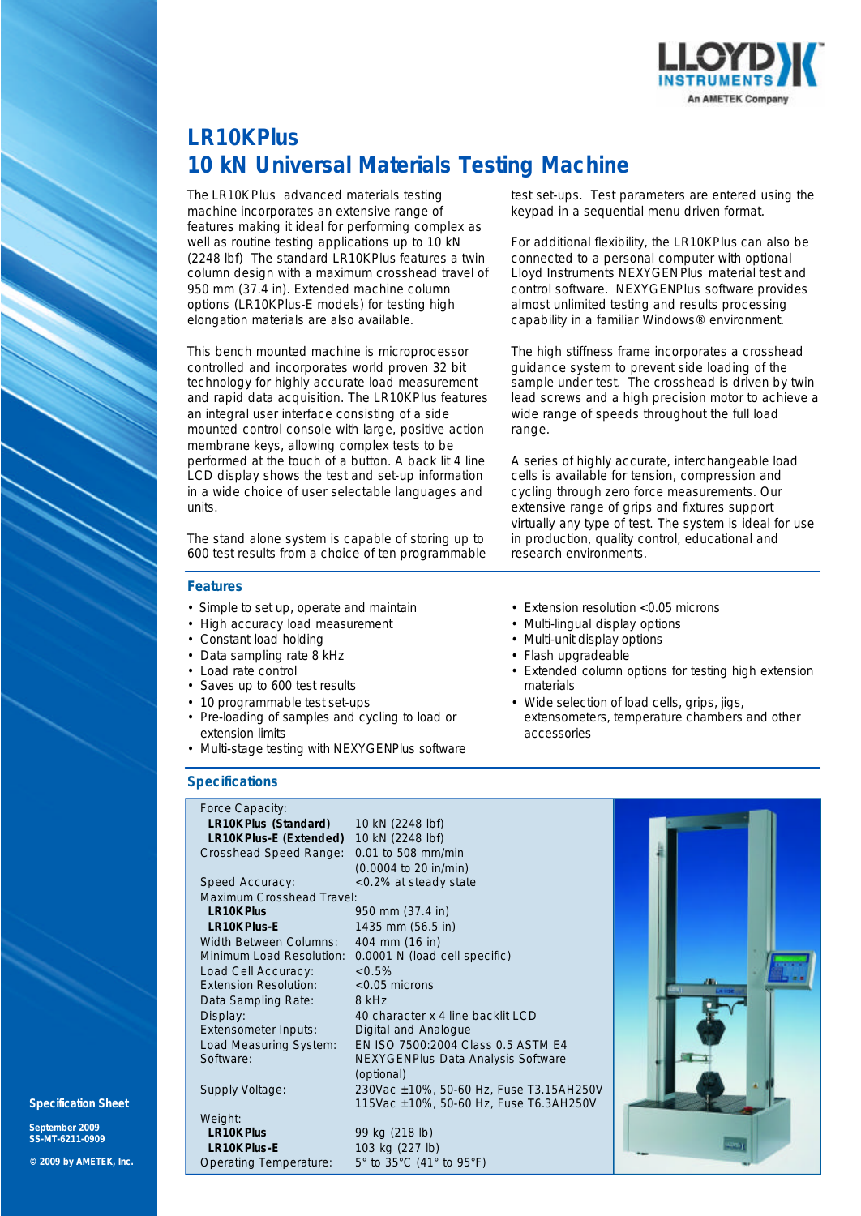# LR10KPlus

## 10 kN Universal Materials Testing Machine

The LR10KPlus advanced materials testing machine incorporates an extensive range of features making it ideal for performing complex as well as routine testing applications up to 10 kN (2248 lbf) The standard LR10KPlus features a twin column design with a maximum crosshead travel of 950 mm (37.4 in). Extended machine column options (LR10KPlus-E models) for testing high elongation materials are also available.

This bench mounted machine is microprocessor controlled and incorporates world proven 32 bit technology for highly accurate load measurement and rapid data acquisition. The LR10KPlus features an integral user interface consisting of a side mounted control console with large, positive action membrane keys, allowing complex tests to be performed at the touch of a button. A back lit 4 line LCD display shows the test and set-up information in a wide choice of user selectable languages and units.

The stand alone system is capable of storing up to 600 test results from a choice of ten programmable test set-ups. Test parameters are entered using the keypad in a sequential menu driven format.

For additional flexibility, the LR10KPlus can also be connected to a personal computer with optional Lloyd Instruments NEXYGENPlus material test and control software. NEXYGENPlus software provides almost unlimited testing and results processing capability in a familiar Windows® environment.

The high stiffness frame incorporates a crosshead guidance system to prevent side loading of the sample under test. The crosshead is driven by twin lead screws and a high precision motor to achieve a wide range of speeds throughout the full load range.

A series of highly accurate, interchangeable load cells is available for tension, compression and cycling through zero force measurements. Our extensive range of grips and fixtures support virtually any type of test. The system is ideal for use in production, quality control, educational and research environments.

### Features

- Simple to set up, operate and maintain
- High accuracy load measurement
- Constant load holding
- Data sampling rate 8 kHz
- Load rate control
- Saves up to 600 test results
- 10 programmable test set-ups
- Pre-loading of samples and cycling to load or extension limits
- Multi-stage testing with NEXYGENPlus software
- Extension resolution <0.05 microns
- Multi-lingual display options
- Multi-unit display options
- Flash upgradeable
- Extended column options for testing high extension materials
- Wide selection of load cells, grips, jigs, extensometers, temperature chambers and other accessories

### Specifications

| | |
|---|---|
| Force Capacity: | |
| **LR10KPlus (Standard)** | 10 kN (2248 lbf) |
| **LR10KPlus-E (Extended)** | 10 kN (2248 lbf) |
| Crosshead Speed Range: | 0.01 to 508 mm/min (0.0004 to 20 in/min) |
| Speed Accuracy: | <0.2% at steady state |
| Maximum Crosshead Travel: | |
| **LR10KPlus** | 950 mm (37.4 in) |
| **LR10KPlus-E** | 1435 mm (56.5 in) |
| Width Between Columns: | 404 mm (16 in) |
| Minimum Load Resolution: | 0.0001 N (load cell specific) |
| Load Cell Accuracy: | <0.5% |
| Extension Resolution: | <0.05 microns |
| Data Sampling Rate: | 8 kHz |
| Display: | 40 character x 4 line backlit LCD |
| Extensometer Inputs: | Digital and Analogue |
| Load Measuring System: | EN ISO 7500:2004 Class 0.5 ASTM E4 |
| Software: | NEXYGENPlus Data Analysis Software (optional) |
| Supply Voltage: | 230Vac ±10%, 50-60 Hz, Fuse T3.15AH250V<br>115Vac ±10%, 50-60 Hz, Fuse T6.3AH250V |
| Weight: | |
| **LR10KPlus** | 99 kg (218 lb) |
| **LR10KPlus-E** | 103 kg (227 lb) |
| Operating Temperature: | 5° to 35°C (41° to 95°F) |

**Specification Sheet**

September 2009
SS-MT-6211-0909

© 2009 by AMETEK, Inc.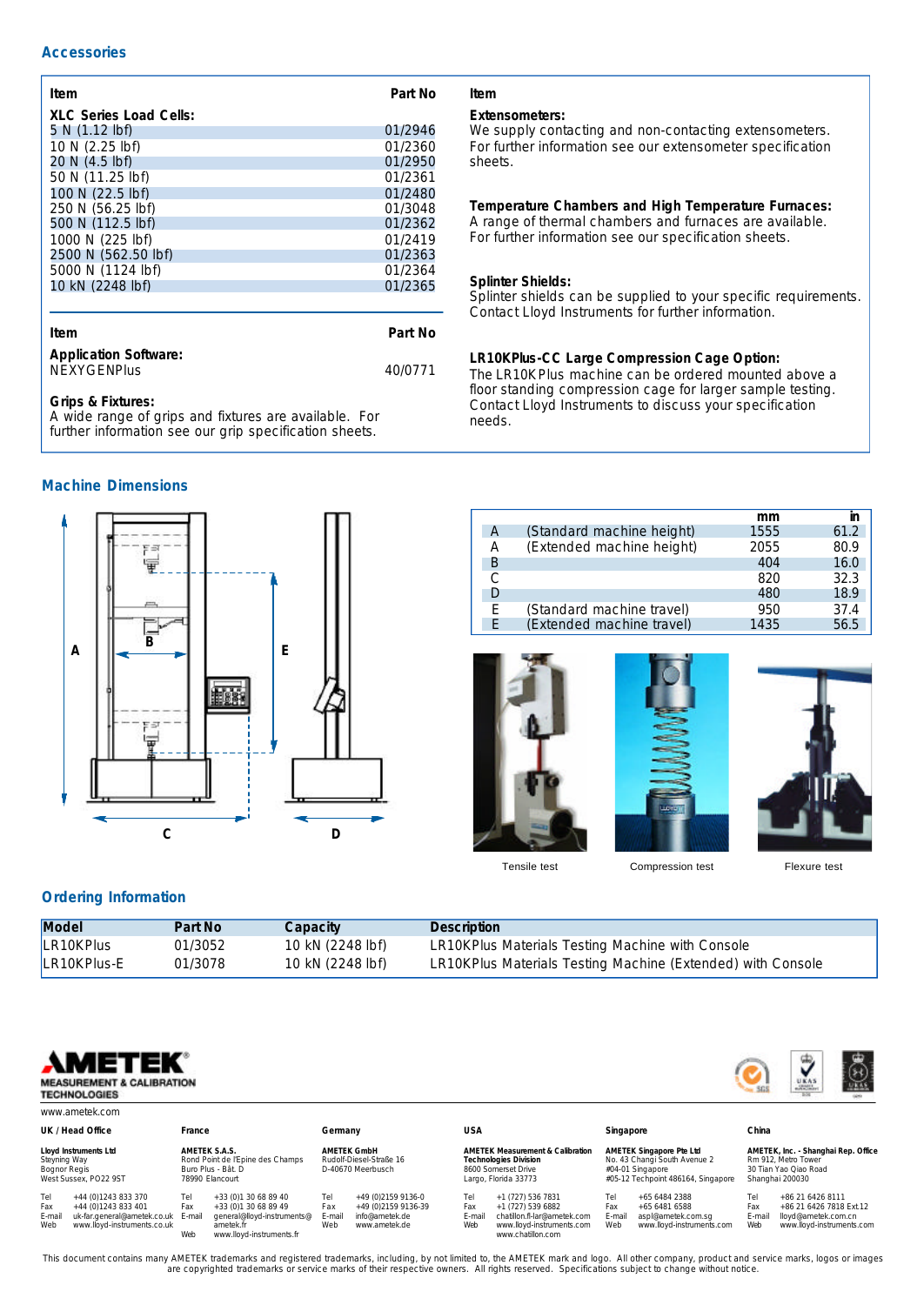## Accessories

| Item | Part No |
|---|---|
| **XLC Series Load Cells:** | |
| 5 N (1.12 lbf) | 01/2946 |
| 10 N (2.25 lbf) | 01/2360 |
| 20 N (4.5 lbf) | 01/2950 |
| 50 N (11.25 lbf) | 01/2361 |
| 100 N (22.5 lbf) | 01/2480 |
| 250 N (56.25 lbf) | 01/3048 |
| 500 N (112.5 lbf) | 01/2362 |
| 1000 N (225 lbf) | 01/2419 |
| 2500 N (562.50 lbf) | 01/2363 |
| 5000 N (1124 lbf) | 01/2364 |
| 10 kN (2248 lbf) | 01/2365 |

| Item | Part No |
|---|---|
| **Application Software:** | |
| NEXYGENPlus | 40/0771 |

**Grips & Fixtures:**
A wide range of grips and fixtures are available. For further information see our grip specification sheets.

**Item**

**Extensometers:**
We supply contacting and non-contacting extensometers. For further information see our extensometer specification sheets.

**Temperature Chambers and High Temperature Furnaces:**
A range of thermal chambers and furnaces are available. For further information see our specification sheets.

**Splinter Shields:**
Splinter shields can be supplied to your specific requirements. Contact Lloyd Instruments for further information.

**LR10KPlus-CC Large Compression Cage Option:**
The LR10KPlus machine can be ordered mounted above a floor standing compression cage for larger sample testing. Contact Lloyd Instruments to discuss your specification needs.

## Machine Dimensions

A B C D E

| | | mm | in |
|---|---|---|---|
| A | (Standard machine height) | 1555 | 61.2 |
| A | (Extended machine height) | 2055 | 80.9 |
| B | | 404 | 16.0 |
| C | | 820 | 32.3 |
| D | | 480 | 18.9 |
| E | (Standard machine travel) | 950 | 37.4 |
| E | (Extended machine travel) | 1435 | 56.5 |

Tensile test

Compression test

Flexure test

## Ordering Information

| Model | Part No | Capacity | Description |
|---|---|---|---|
| LR10KPlus | 01/3052 | 10 kN (2248 lbf) | LR10KPlus Materials Testing Machine with Console |
| LR10KPlus-E | 01/3078 | 10 kN (2248 lbf) | LR10KPlus Materials Testing Machine (Extended) with Console |

AMETEK
MEASUREMENT & CALIBRATION TECHNOLOGIES

www.ametek.com

**UK / Head Office**
Lloyd Instruments Ltd
Steyning Way
Bognor Regis
West Sussex, PO22 9ST
Tel +44 (0)1243 833 370
Fax +44 (0)1243 833 401
E-mail uk-far.general@ametek.co.uk
Web www.lloyd-instruments.co.uk

**France**
AMETEK S.A.S.
Rond Point de l'Epine des Champs
Buro Plus - Bât. D
78990 Elancourt
Tel +33 (0)1 30 68 89 40
Fax +33 (0)1 30 68 89 49
E-mail general@lloyd-instruments@ametek.fr
Web www.lloyd-instruments.fr

**Germany**
AMETEK GmbH
Rudolf-Diesel-Straße 16
D-40670 Meerbusch
Tel +49 (0)2159 9136-0
Fax +49 (0)2159 9136-39
E-mail info@ametek.de
Web www.ametek.de

**USA**
AMETEK Measurement & Calibration Technologies Division
8600 Somerset Drive
Largo, Florida 33773
Tel +1 (727) 536 7831
Fax +1 (727) 539 6882
E-mail chatillon.fl-lar@ametek.com
Web www.lloyd-instruments.com
www.chatillon.com

**Singapore**
AMETEK Singapore Pte Ltd
No. 43 Changi South Avenue 2
#04-01 Singapore
#05-12 Techpoint 486164, Singapore
Tel +65 6484 2388
Fax +65 6481 6588
E-mail aspl@ametek.com.sg
Web www.lloyd-instruments.com

**China**
AMETEK, Inc. - Shanghai Rep. Office
Rm 912, Metro Tower
30 Tian Yao Qiao Road
Shanghai 200030
Tel +86 21 6426 8111
Fax +86 21 6426 7818 Ext.12
E-mail lloyd@ametek.com.cn
Web www.lloyd-instruments.com

This document contains many AMETEK trademarks and registered trademarks, including, by not limited to, the AMETEK mark and logo. All other company, product and service marks, logos or images are copyrighted trademarks or service marks of their respective owners. All rights reserved. Specifications subject to change without notice.